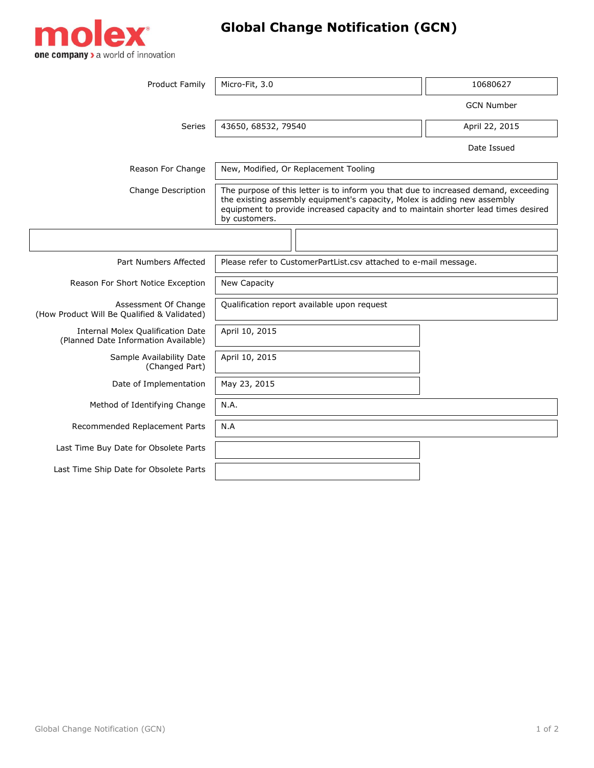molex

one company › a world of innovation

# Global Change Notification (GCN)

| Field | Value |
| --- | --- |
| Product Family | Micro-Fit, 3.0 |
| GCN Number | 10680627 |
| Series | 43650, 68532, 79540 |
| Date Issued | April 22, 2015 |
| Reason For Change | New, Modified, Or Replacement Tooling |
| Change Description | The purpose of this letter is to inform you that due to increased demand, exceeding the existing assembly equipment's capacity, Molex is adding new assembly equipment to provide increased capacity and to maintain shorter lead times desired by customers. |
| Part Numbers Affected | Please refer to CustomerPartList.csv attached to e-mail message. |
| Reason For Short Notice Exception | New Capacity |
| Assessment Of Change (How Product Will Be Qualified & Validated) | Qualification report available upon request |
| Internal Molex Qualification Date (Planned Date Information Available) | April 10, 2015 |
| Sample Availability Date (Changed Part) | April 10, 2015 |
| Date of Implementation | May 23, 2015 |
| Method of Identifying Change | N.A. |
| Recommended Replacement Parts | N.A |
| Last Time Buy Date for Obsolete Parts | |
| Last Time Ship Date for Obsolete Parts | |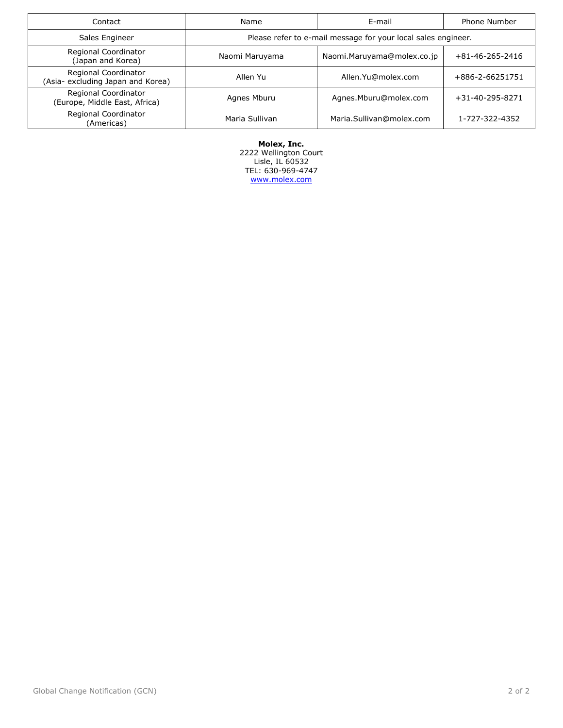| Contact | Name | E-mail | Phone Number |
| --- | --- | --- | --- |
| Sales Engineer | Please refer to e-mail message for your local sales engineer. | | |
| Regional Coordinator (Japan and Korea) | Naomi Maruyama | Naomi.Maruyama@molex.co.jp | +81-46-265-2416 |
| Regional Coordinator (Asia- excluding Japan and Korea) | Allen Yu | Allen.Yu@molex.com | +886-2-66251751 |
| Regional Coordinator (Europe, Middle East, Africa) | Agnes Mburu | Agnes.Mburu@molex.com | +31-40-295-8271 |
| Regional Coordinator (Americas) | Maria Sullivan | Maria.Sullivan@molex.com | 1-727-322-4352 |

**Molex, Inc.**
2222 Wellington Court
Lisle, IL 60532
TEL: 630-969-4747
www.molex.com